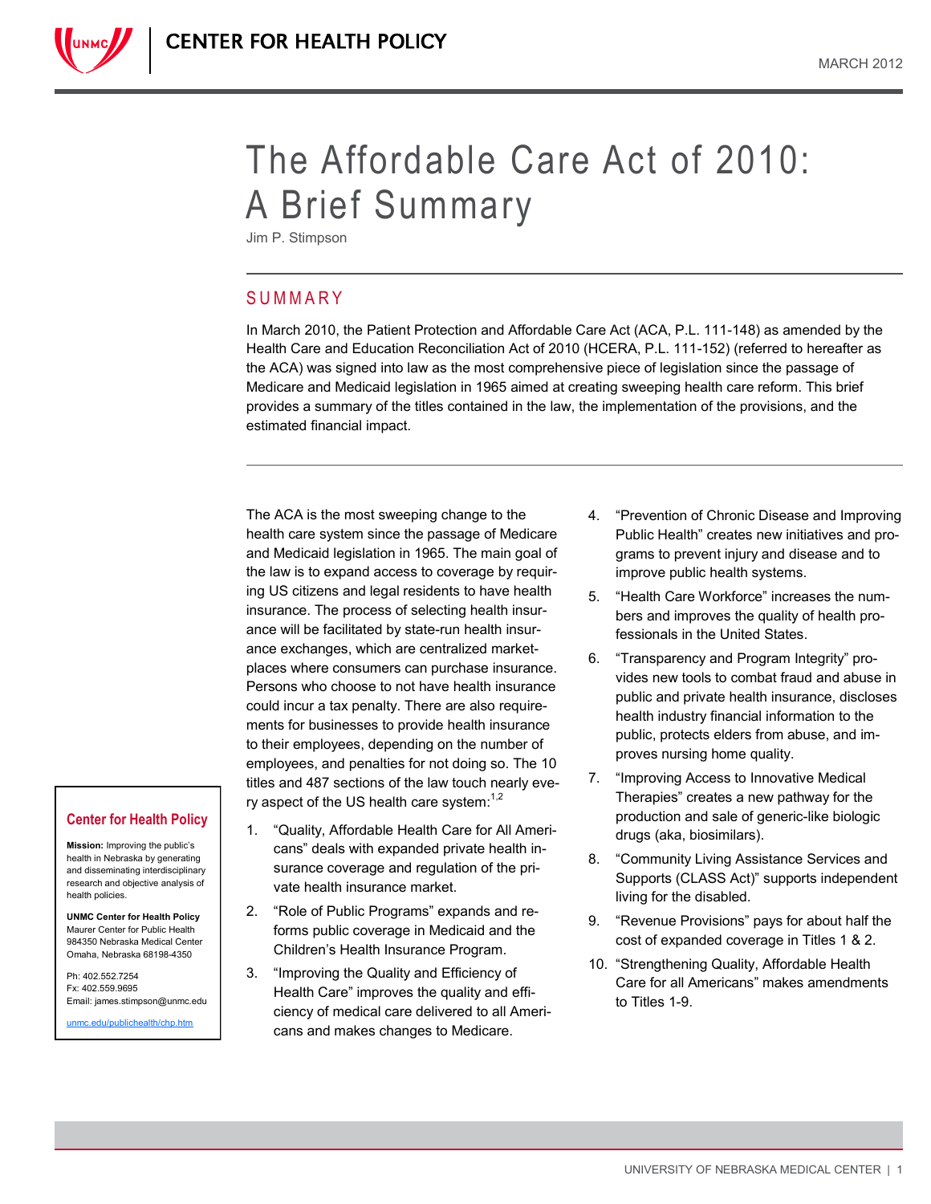CENTER FOR HEALTH POLICY

MARCH 2012

# The Affordable Care Act of 2010: A Brief Summary

Jim P. Stimpson

## SUMMARY

In March 2010, the Patient Protection and Affordable Care Act (ACA, P.L. 111-148) as amended by the Health Care and Education Reconciliation Act of 2010 (HCERA, P.L. 111-152) (referred to hereafter as the ACA) was signed into law as the most comprehensive piece of legislation since the passage of Medicare and Medicaid legislation in 1965 aimed at creating sweeping health care reform. This brief provides a summary of the titles contained in the law, the implementation of the provisions, and the estimated financial impact.

---

The ACA is the most sweeping change to the health care system since the passage of Medicare and Medicaid legislation in 1965. The main goal of the law is to expand access to coverage by requiring US citizens and legal residents to have health insurance. The process of selecting health insurance will be facilitated by state-run health insurance exchanges, which are centralized marketplaces where consumers can purchase insurance. Persons who choose to not have health insurance could incur a tax penalty. There are also requirements for businesses to provide health insurance to their employees, depending on the number of employees, and penalties for not doing so. The 10 titles and 487 sections of the law touch nearly every aspect of the US health care system:[1,2]

1. "Quality, Affordable Health Care for All Americans" deals with expanded private health insurance coverage and regulation of the private health insurance market.
2. "Role of Public Programs" expands and reforms public coverage in Medicaid and the Children's Health Insurance Program.
3. "Improving the Quality and Efficiency of Health Care" improves the quality and efficiency of medical care delivered to all Americans and makes changes to Medicare.
4. "Prevention of Chronic Disease and Improving Public Health" creates new initiatives and programs to prevent injury and disease and to improve public health systems.
5. "Health Care Workforce" increases the numbers and improves the quality of health professionals in the United States.
6. "Transparency and Program Integrity" provides new tools to combat fraud and abuse in public and private health insurance, discloses health industry financial information to the public, protects elders from abuse, and improves nursing home quality.
7. "Improving Access to Innovative Medical Therapies" creates a new pathway for the production and sale of generic-like biologic drugs (aka, biosimilars).
8. "Community Living Assistance Services and Supports (CLASS Act)" supports independent living for the disabled.
9. "Revenue Provisions" pays for about half the cost of expanded coverage in Titles 1 & 2.
10. "Strengthening Quality, Affordable Health Care for all Americans" makes amendments to Titles 1-9.

**Center for Health Policy**

**Mission:** Improving the public's health in Nebraska by generating and disseminating interdisciplinary research and objective analysis of health policies.

**UNMC Center for Health Policy**
Maurer Center for Public Health
984350 Nebraska Medical Center
Omaha, Nebraska 68198-4350

Ph: 402.552.7254
Fx: 402.559.9695
Email: james.stimpson@unmc.edu

unmc.edu/publichealth/chp.htm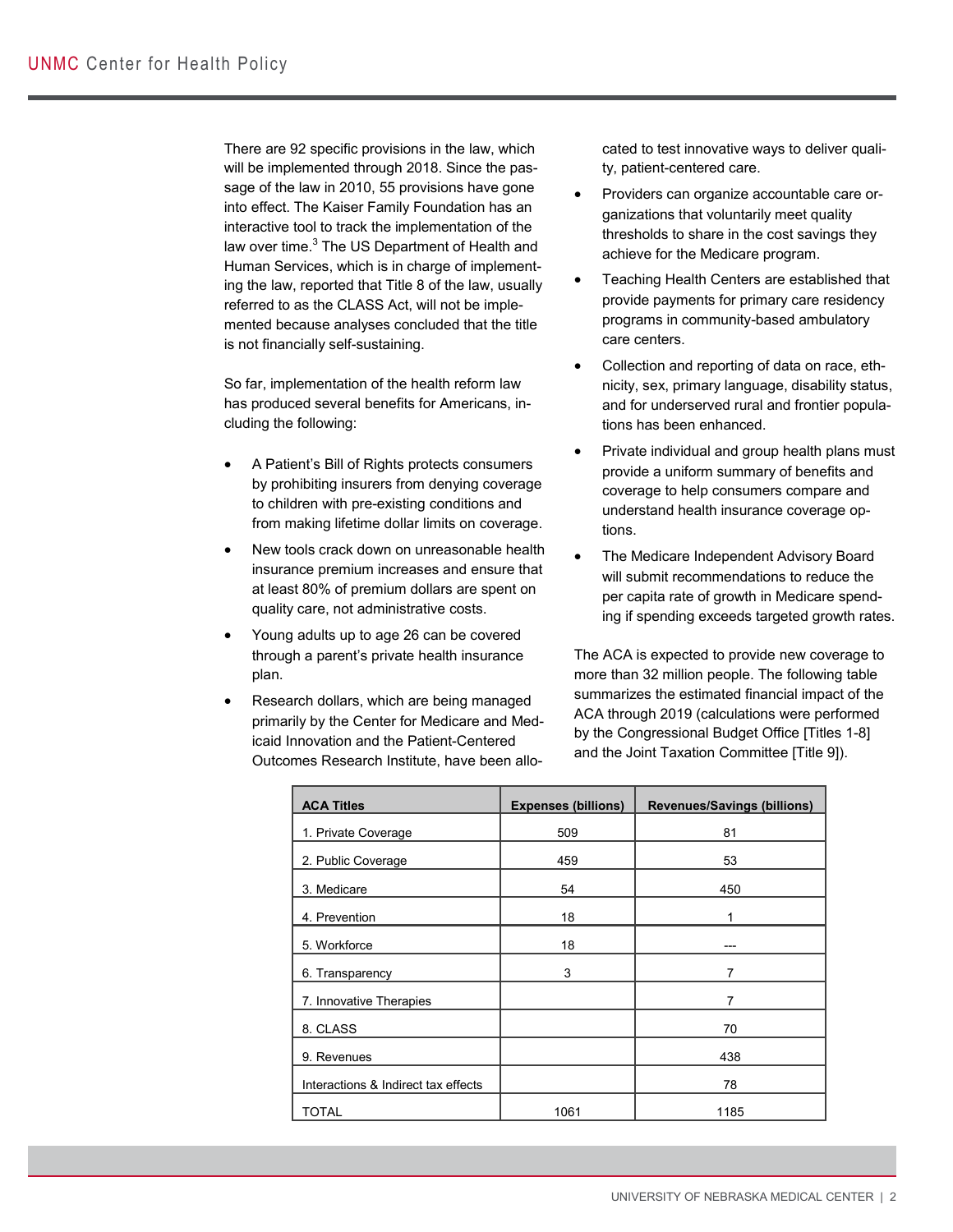There are 92 specific provisions in the law, which will be implemented through 2018. Since the passage of the law in 2010, 55 provisions have gone into effect. The Kaiser Family Foundation has an interactive tool to track the implementation of the law over time.[3] The US Department of Health and Human Services, which is in charge of implementing the law, reported that Title 8 of the law, usually referred to as the CLASS Act, will not be implemented because analyses concluded that the title is not financially self-sustaining.

So far, implementation of the health reform law has produced several benefits for Americans, including the following:

- A Patient's Bill of Rights protects consumers by prohibiting insurers from denying coverage to children with pre-existing conditions and from making lifetime dollar limits on coverage.
- New tools crack down on unreasonable health insurance premium increases and ensure that at least 80% of premium dollars are spent on quality care, not administrative costs.
- Young adults up to age 26 can be covered through a parent's private health insurance plan.
- Research dollars, which are being managed primarily by the Center for Medicare and Medicaid Innovation and the Patient-Centered Outcomes Research Institute, have been allocated to test innovative ways to deliver quality, patient-centered care.
- Providers can organize accountable care organizations that voluntarily meet quality thresholds to share in the cost savings they achieve for the Medicare program.
- Teaching Health Centers are established that provide payments for primary care residency programs in community-based ambulatory care centers.
- Collection and reporting of data on race, ethnicity, sex, primary language, disability status, and for underserved rural and frontier populations has been enhanced.
- Private individual and group health plans must provide a uniform summary of benefits and coverage to help consumers compare and understand health insurance coverage options.
- The Medicare Independent Advisory Board will submit recommendations to reduce the per capita rate of growth in Medicare spending if spending exceeds targeted growth rates.

The ACA is expected to provide new coverage to more than 32 million people. The following table summarizes the estimated financial impact of the ACA through 2019 (calculations were performed by the Congressional Budget Office [Titles 1-8] and the Joint Taxation Committee [Title 9]).

| ACA Titles | Expenses (billions) | Revenues/Savings (billions) |
| --- | --- | --- |
| 1. Private Coverage | 509 | 81 |
| 2. Public Coverage | 459 | 53 |
| 3. Medicare | 54 | 450 |
| 4. Prevention | 18 | 1 |
| 5. Workforce | 18 | --- |
| 6. Transparency | 3 | 7 |
| 7. Innovative Therapies | | 7 |
| 8. CLASS | | 70 |
| 9. Revenues | | 438 |
| Interactions & Indirect tax effects | | 78 |
| TOTAL | 1061 | 1185 |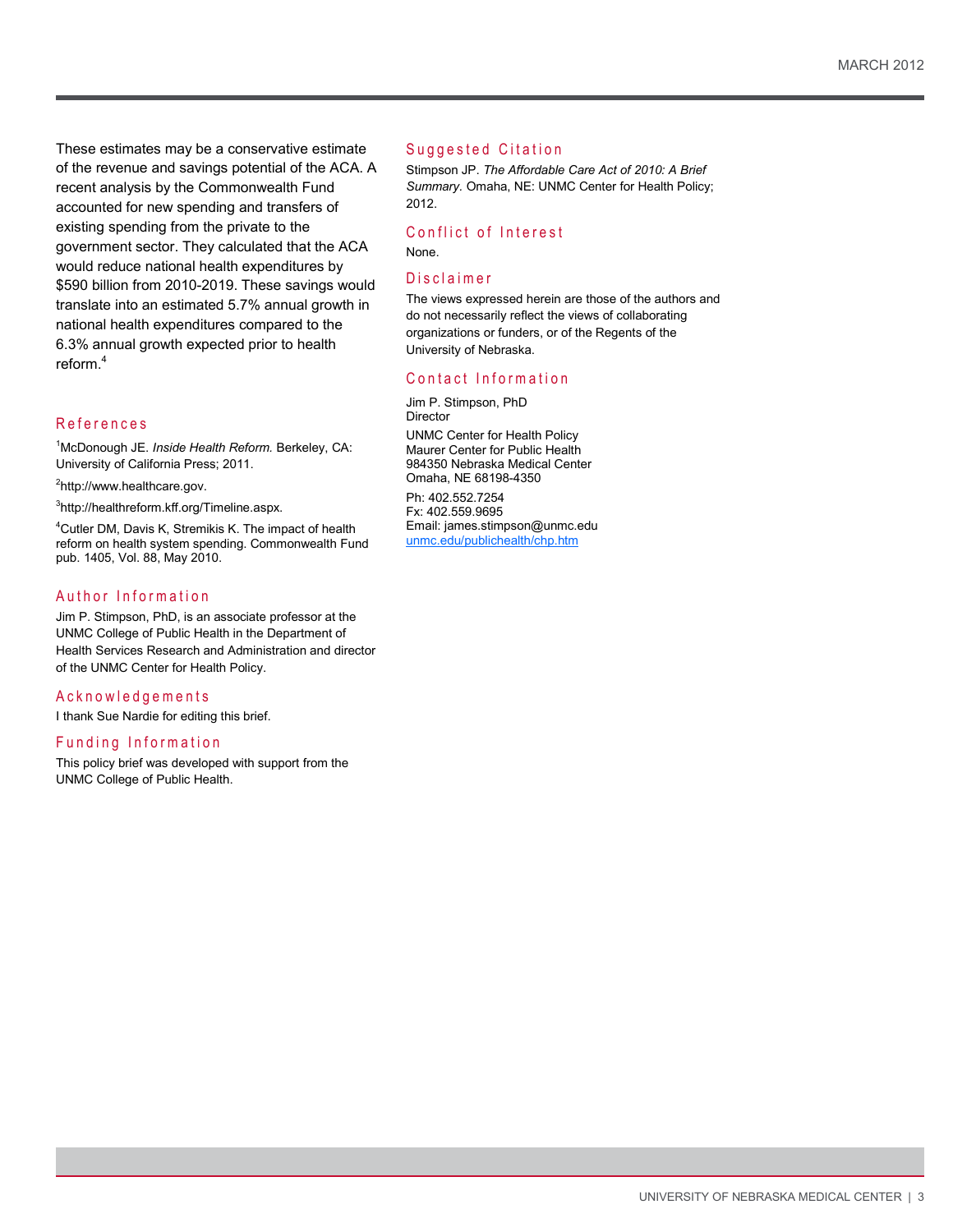These estimates may be a conservative estimate of the revenue and savings potential of the ACA. A recent analysis by the Commonwealth Fund accounted for new spending and transfers of existing spending from the private to the government sector. They calculated that the ACA would reduce national health expenditures by $590 billion from 2010-2019. These savings would translate into an estimated 5.7% annual growth in national health expenditures compared to the 6.3% annual growth expected prior to health reform.[4]

## References

[1]McDonough JE. *Inside Health Reform.* Berkeley, CA: University of California Press; 2011.

[2]http://www.healthcare.gov.

[3]http://healthreform.kff.org/Timeline.aspx.

[4]Cutler DM, Davis K, Stremikis K. The impact of health reform on health system spending. Commonwealth Fund pub. 1405, Vol. 88, May 2010.

## Author Information

Jim P. Stimpson, PhD, is an associate professor at the UNMC College of Public Health in the Department of Health Services Research and Administration and director of the UNMC Center for Health Policy.

## Acknowledgements

I thank Sue Nardie for editing this brief.

## Funding Information

This policy brief was developed with support from the UNMC College of Public Health.

## Suggested Citation

Stimpson JP. *The Affordable Care Act of 2010: A Brief Summary.* Omaha, NE: UNMC Center for Health Policy; 2012.

## Conflict of Interest

None.

## Disclaimer

The views expressed herein are those of the authors and do not necessarily reflect the views of collaborating organizations or funders, or of the Regents of the University of Nebraska.

## Contact Information

Jim P. Stimpson, PhD
Director

UNMC Center for Health Policy
Maurer Center for Public Health
984350 Nebraska Medical Center
Omaha, NE 68198-4350

Ph: 402.552.7254
Fx: 402.559.9695
Email: james.stimpson@unmc.edu
unmc.edu/publichealth/chp.htm